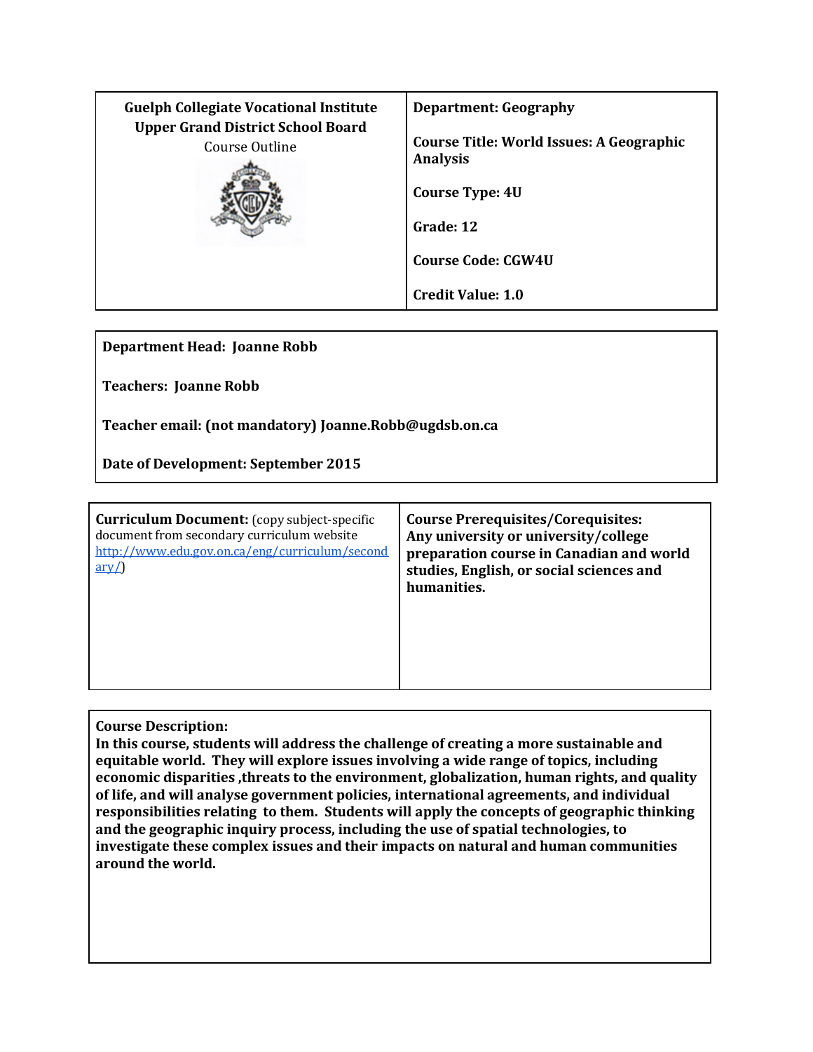| **Guelph Collegiate Vocational Institute**<br>**Upper Grand District School Board**<br>Course Outline | **Department: Geography**<br><br>**Course Title: World Issues: A Geographic Analysis**<br><br>**Course Type: 4U**<br><br>**Grade: 12**<br><br>**Course Code: CGW4U**<br><br>**Credit Value: 1.0** |
|---|---|

**Department Head: Joanne Robb**

**Teachers: Joanne Robb**

**Teacher email: (not mandatory) Joanne.Robb@ugdsb.on.ca**

**Date of Development: September 2015**

| **Curriculum Document:** (copy subject-specific document from secondary curriculum website http://www.edu.gov.on.ca/eng/curriculum/secondary/) | **Course Prerequisites/Corequisites: Any university or university/college preparation course in Canadian and world studies, English, or social sciences and humanities.** |
|---|---|

**Course Description:**
**In this course, students will address the challenge of creating a more sustainable and equitable world. They will explore issues involving a wide range of topics, including economic disparities ,threats to the environment, globalization, human rights, and quality of life, and will analyse government policies, international agreements, and individual responsibilities relating to them. Students will apply the concepts of geographic thinking and the geographic inquiry process, including the use of spatial technologies, to investigate these complex issues and their impacts on natural and human communities around the world.**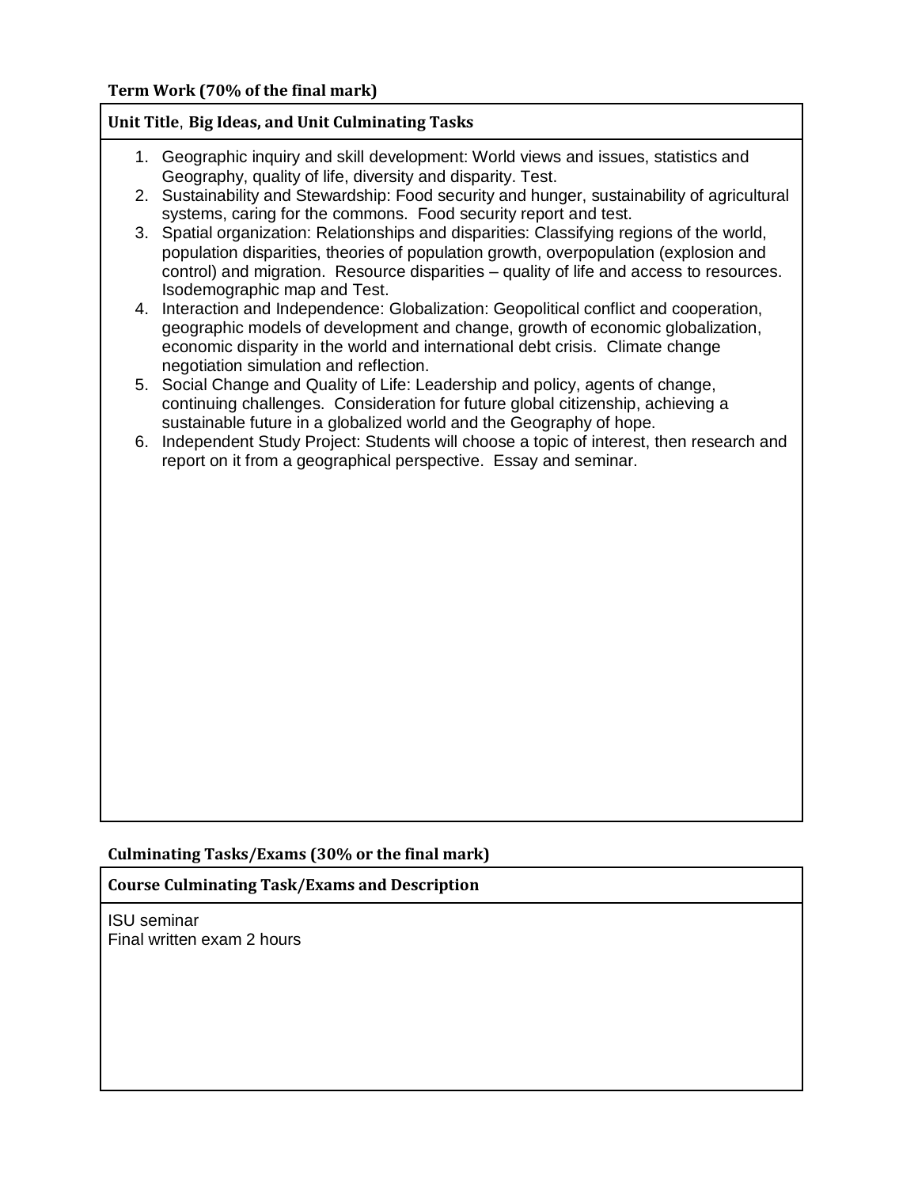**Term Work (70% of the final mark)**

| **Unit Title**, **Big Ideas, and Unit Culminating Tasks** |
| --- |
| 1. Geographic inquiry and skill development: World views and issues, statistics and Geography, quality of life, diversity and disparity. Test.<br>2. Sustainability and Stewardship: Food security and hunger, sustainability of agricultural systems, caring for the commons. Food security report and test.<br>3. Spatial organization: Relationships and disparities: Classifying regions of the world, population disparities, theories of population growth, overpopulation (explosion and control) and migration. Resource disparities – quality of life and access to resources. Isodemographic map and Test.<br>4. Interaction and Independence: Globalization: Geopolitical conflict and cooperation, geographic models of development and change, growth of economic globalization, economic disparity in the world and international debt crisis. Climate change negotiation simulation and reflection.<br>5. Social Change and Quality of Life: Leadership and policy, agents of change, continuing challenges. Consideration for future global citizenship, achieving a sustainable future in a globalized world and the Geography of hope.<br>6. Independent Study Project: Students will choose a topic of interest, then research and report on it from a geographical perspective. Essay and seminar. |

**Culminating Tasks/Exams (30% or the final mark)**

| **Course Culminating Task/Exams and Description** |
| --- |
| ISU seminar<br>Final written exam 2 hours |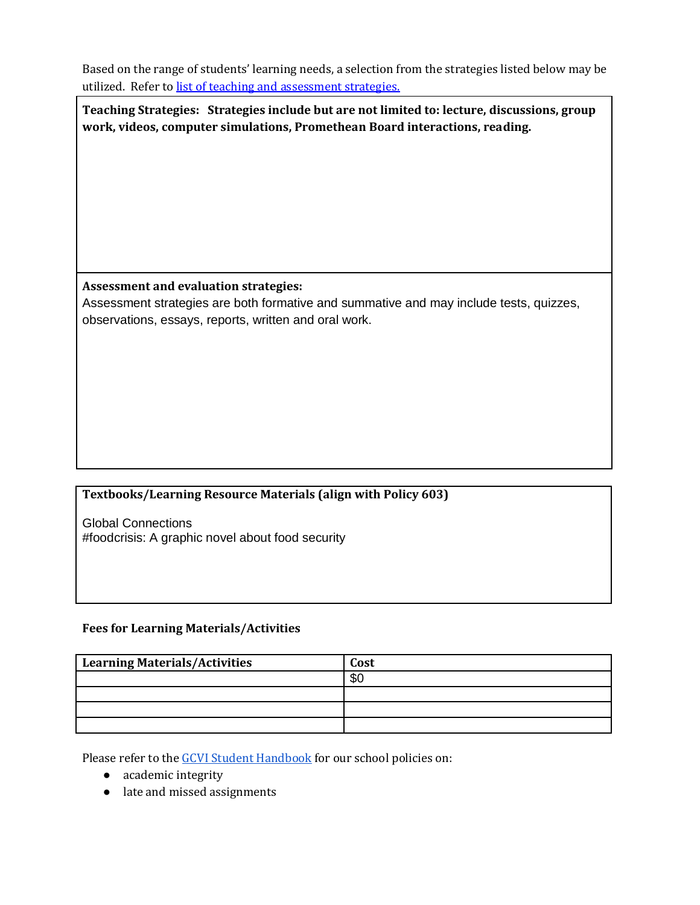Based on the range of students' learning needs, a selection from the strategies listed below may be utilized. Refer to [list of teaching and assessment strategies.]

**Teaching Strategies: Strategies include but are not limited to: lecture, discussions, group work, videos, computer simulations, Promethean Board interactions, reading.**

**Assessment and evaluation strategies:**

Assessment strategies are both formative and summative and may include tests, quizzes, observations, essays, reports, written and oral work.

**Textbooks/Learning Resource Materials (align with Policy 603)**

Global Connections
#foodcrisis: A graphic novel about food security

**Fees for Learning Materials/Activities**

| Learning Materials/Activities | Cost |
|---|---|
| | $0 |
| | |
| | |
| | |

Please refer to the GCVI Student Handbook for our school policies on:

- academic integrity
- late and missed assignments